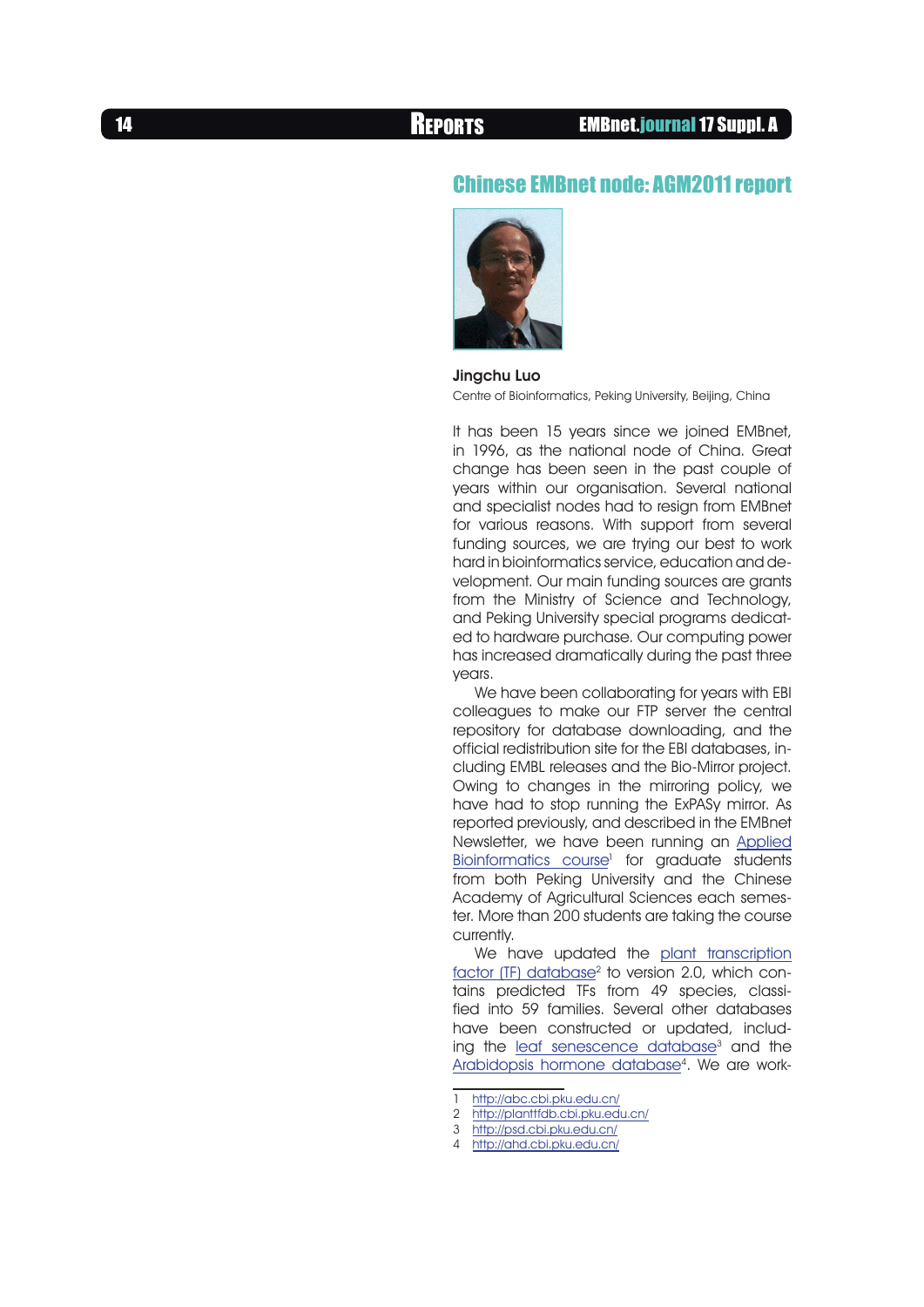# Chinese EMBnet node: AGM2011 report

**Jingchu Luo**

Centre of Bioinformatics, Peking University, Beijing, China

It has been 15 years since we joined EMBnet, in 1996, as the national node of China. Great change has been seen in the past couple of years within our organisation. Several national and specialist nodes had to resign from EMBnet for various reasons. With support from several funding sources, we are trying our best to work hard in bioinformatics service, education and development. Our main funding sources are grants from the Ministry of Science and Technology, and Peking University special programs dedicated to hardware purchase. Our computing power has increased dramatically during the past three years.

We have been collaborating for years with EBI colleagues to make our FTP server the central repository for database downloading, and the official redistribution site for the EBI databases, including EMBL releases and the Bio-Mirror project. Owing to changes in the mirroring policy, we have had to stop running the ExPASy mirror. As reported previously, and described in the EMBnet Newsletter, we have been running an Applied Bioinformatics course[1] for graduate students from both Peking University and the Chinese Academy of Agricultural Sciences each semester. More than 200 students are taking the course currently.

We have updated the plant transcription factor (TF) database[2] to version 2.0, which contains predicted TFs from 49 species, classified into 59 families. Several other databases have been constructed or updated, including the leaf senescence database[3] and the Arabidopsis hormone database[4]. We are work-

1 http://abc.cbi.pku.edu.cn/
2 http://planttfdb.cbi.pku.edu.cn/
3 http://psd.cbi.pku.edu.cn/
4 http://ahd.cbi.pku.edu.cn/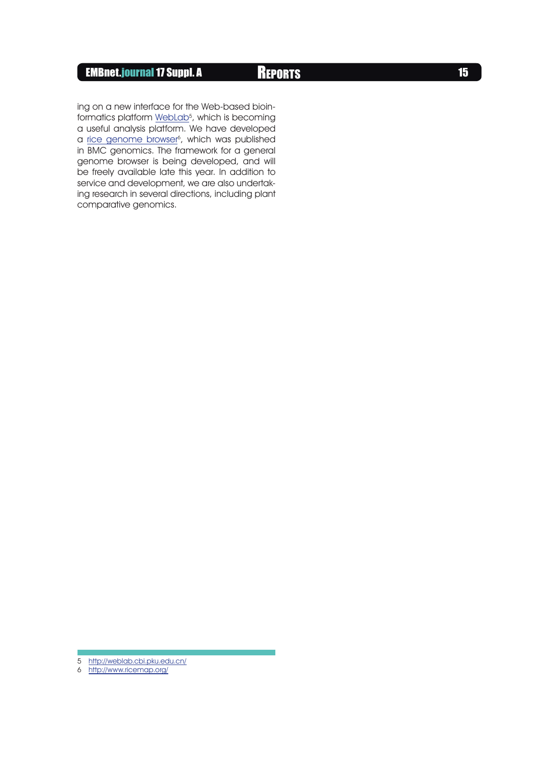ing on a new interface for the Web-based bioinformatics platform WebLab[5], which is becoming a useful analysis platform. We have developed a rice genome browser[6], which was published in BMC genomics. The framework for a general genome browser is being developed, and will be freely available late this year. In addition to service and development, we are also undertaking research in several directions, including plant comparative genomics.

5 http://weblab.cbi.pku.edu.cn/
6 http://www.ricemap.org/